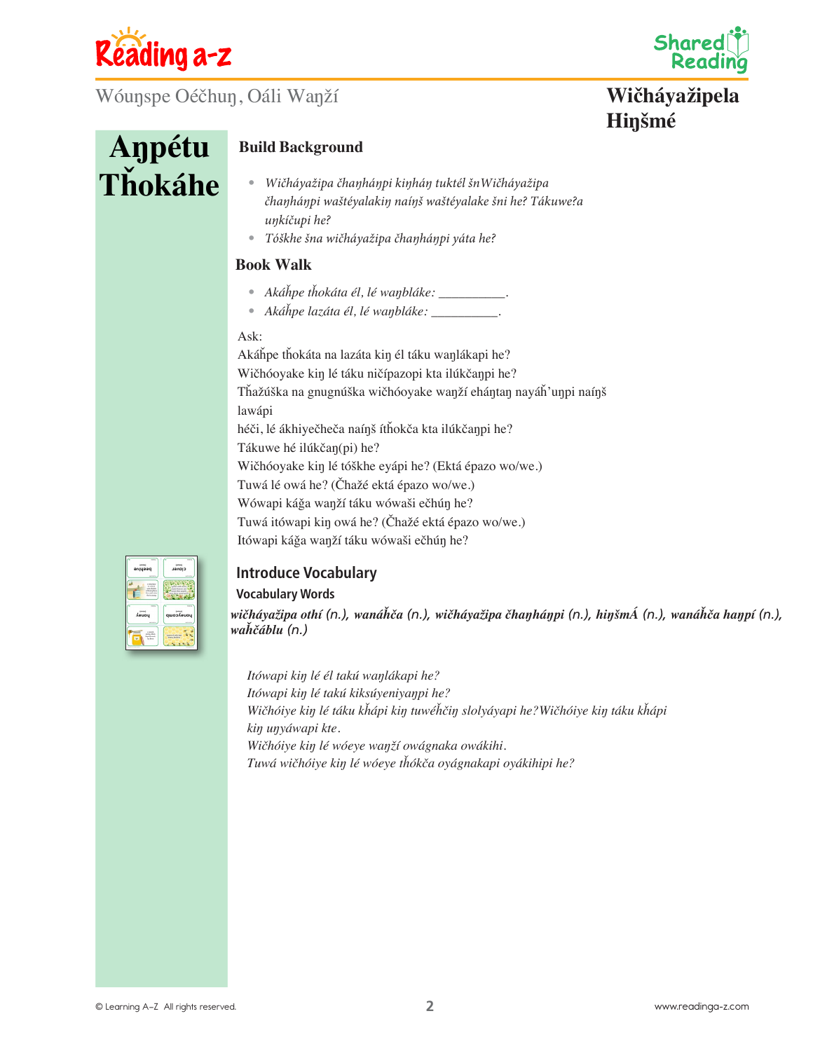Wóuŋspe Oéčhuŋ, Oáli Waŋží

# Wičháyažipela Hiŋšmé

## Aŋpétu Tȟokáhe

### Build Background

- *Wičháyažipa čhaŋhánpi kiŋháŋ tuktél šnWičháyažipa čhaŋhánpi waštéyalakiŋ naíŋš waštéyalake šni he? Tákuweʔa uŋkíčupi he?*
- *Tóškhe šna wičháyažipa čhaŋhánpi yáta he?*

### Book Walk

- *Akáȟpe tȟokáta él, lé waŋbláke: __________.*
- *Akáȟpe lazáta él, lé waŋbláke: __________.*

Ask:
Akáȟpe tȟokáta na lazáta kiŋ él táku waŋlákapi he?
Wičhóoyake kiŋ lé táku ničípazopi kta ilúkčaŋpi he?
Tȟažúška na gnugnúška wičhóoyake waŋží ehántaŋ nayáȟ'uŋpi naíŋš lawápi
héči, lé ákhiyečheča naíŋš ítȟokča kta ilúkčaŋpi he?
Tákuwe hé ilúkčaŋ(pi) he?
Wičhóoyake kiŋ lé tóškhe eyápi he? (Ektá épazo wo/we.)
Tuwá lé owá he? (Čhažé ektá épazo wo/we.)
Wówapi káǧa waŋží táku wówaši ečhúŋ he?
Tuwá itówapi kiŋ owá he? (Čhažé ektá épazo wo/we.)
Itówapi káǧa waŋží táku wówaši ečhúŋ he?

### Introduce Vocabulary

#### Vocabulary Words

*wičháyažipa othí (n.), wanáȟča (n.), wičháyažipa čhaŋhánpi (n.), hiŋšmÁ (n.), wanáȟča haŋpí (n.), waȟčáblu (n.)*

*Itówapi kiŋ lé él takú waŋlákapi he?*
*Itówapi kiŋ lé takú kiksúyeniyaŋpi he?*
*Wičhóiye kiŋ lé táku kȟápi kiŋ tuwéȟčiŋ slolyáyapi he?Wičhóiye kiŋ táku kȟápi kiŋ uŋyáwapi kte.*
*Wičhóiye kiŋ lé wóeye waŋží owágnaka owákihi.*
*Tuwá wičhóiye kiŋ lé wóeye tȟókča oyágnakapi oyákihipi he?*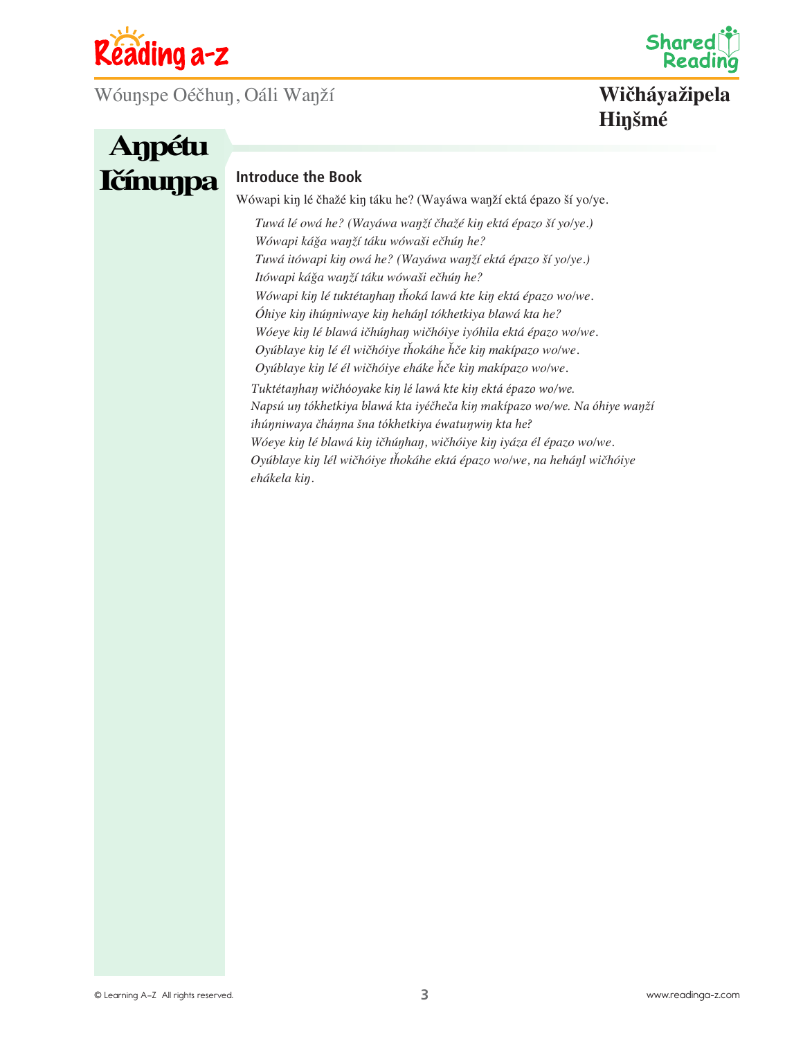Wóuŋspe Oéčhuŋ, Oáli Waŋží

**Wičháyažipela Hiŋšmé**

## Aŋpétu Ičínuŋpa

### Introduce the Book

Wówapi kiŋ lé čhažé kiŋ táku he? (Wayáwa waŋží ektá épazo ší yo/ye.

*Tuwá lé owá he? (Wayáwa waŋží čhažé kiŋ ektá épazo ší yo/ye.)*
*Wówapi káǧa waŋží táku wówaši ečhúŋ he?*
*Tuwá itówapi kiŋ owá he? (Wayáwa waŋží ektá épazo ší yo/ye.)*
*Itówapi káǧa waŋží táku wówaši ečhúŋ he?*
*Wówapi kiŋ lé tuktétaŋhaŋ ṫoká lawá kte kiŋ ektá épazo wo/we.*
*Óhiye kiŋ ihúŋniwaye kiŋ hehánl tókhetkiya blawá kta he?*
*Wóeye kiŋ lé blawá ičhúŋhaŋ wičhóiye iyóhila ektá épazo wo/we.*
*Oyúblaye kiŋ lé él wičhóiye ṫokáhe ȟče kiŋ makípazo wo/we.*
*Oyúblaye kiŋ lé él wičhóiye eháke ȟče kiŋ makípazo wo/we.*

*Tuktétaŋhaŋ wičhóoyake kiŋ lé lawá kte kiŋ ektá épazo wo/we.*
*Napsú uŋ tókhetkiya blawá kta iyéčheča kiŋ makípazo wo/we. Na óhiye waŋží ihúŋniwaya čháŋna šna tókhetkiya éwatuŋwiŋ kta he?*
*Wóeye kiŋ lé blawá kiŋ ičhúŋhaŋ, wičhóiye kiŋ iyáza él épazo wo/we.*
*Oyúblaye kiŋ lél wičhóiye ṫokáhe ektá épazo wo/we, na hehánl wičhóiye ehákela kiŋ.*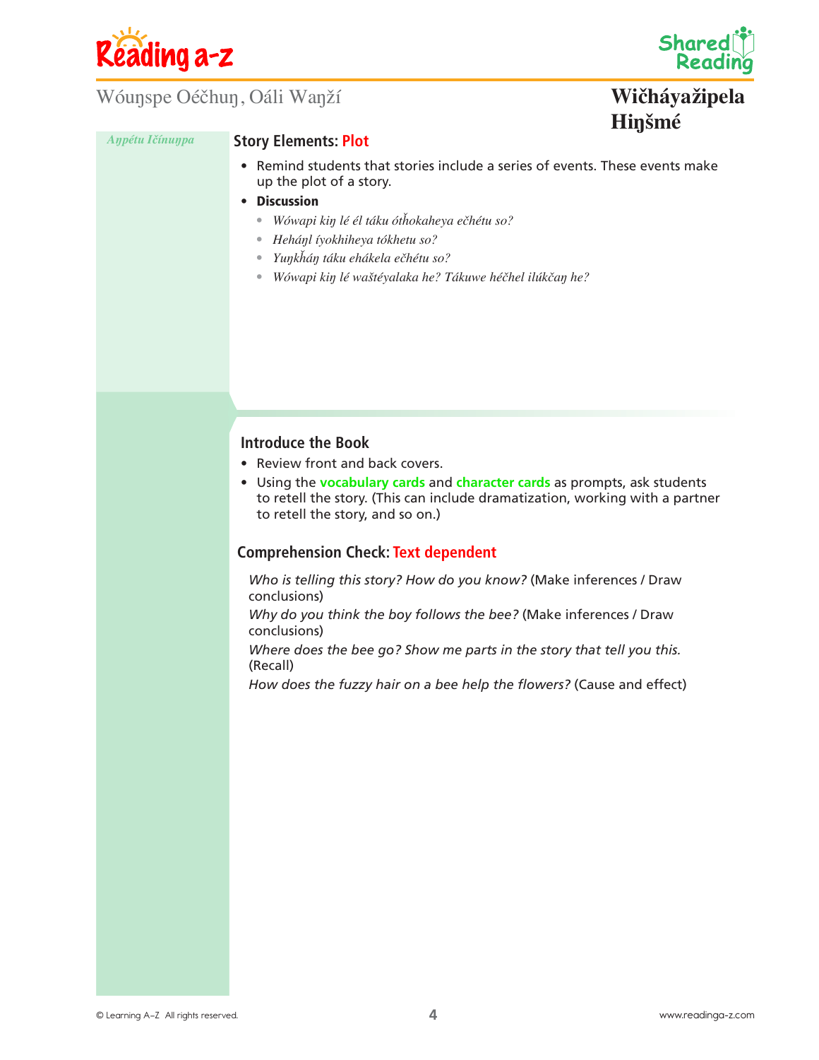Wóuŋspe Oéčhuŋ, Oáli Waŋží

# Wičháyažipela Hiŋšmé

*Aŋpétu Ičínuŋpa*

## Story Elements: Plot

- Remind students that stories include a series of events. These events make up the plot of a story.
- **Discussion**
  - *Wówapi kiŋ lé él táku óthokaheya ečhétu so?*
  - *Heháŋl íyokhiheya tókhetu so?*
  - *Yuŋkȟáŋ táku ehákela ečhétu so?*
  - *Wówapi kiŋ lé waštéyalaka he? Tákuwe héčhel ilúkčaŋ he?*

## Introduce the Book

- Review front and back covers.
- Using the **vocabulary cards** and **character cards** as prompts, ask students to retell the story. (This can include dramatization, working with a partner to retell the story, and so on.)

## Comprehension Check: Text dependent

*Who is telling this story? How do you know?* (Make inferences / Draw conclusions)

*Why do you think the boy follows the bee?* (Make inferences / Draw conclusions)

*Where does the bee go? Show me parts in the story that tell you this.* (Recall)

*How does the fuzzy hair on a bee help the flowers?* (Cause and effect)